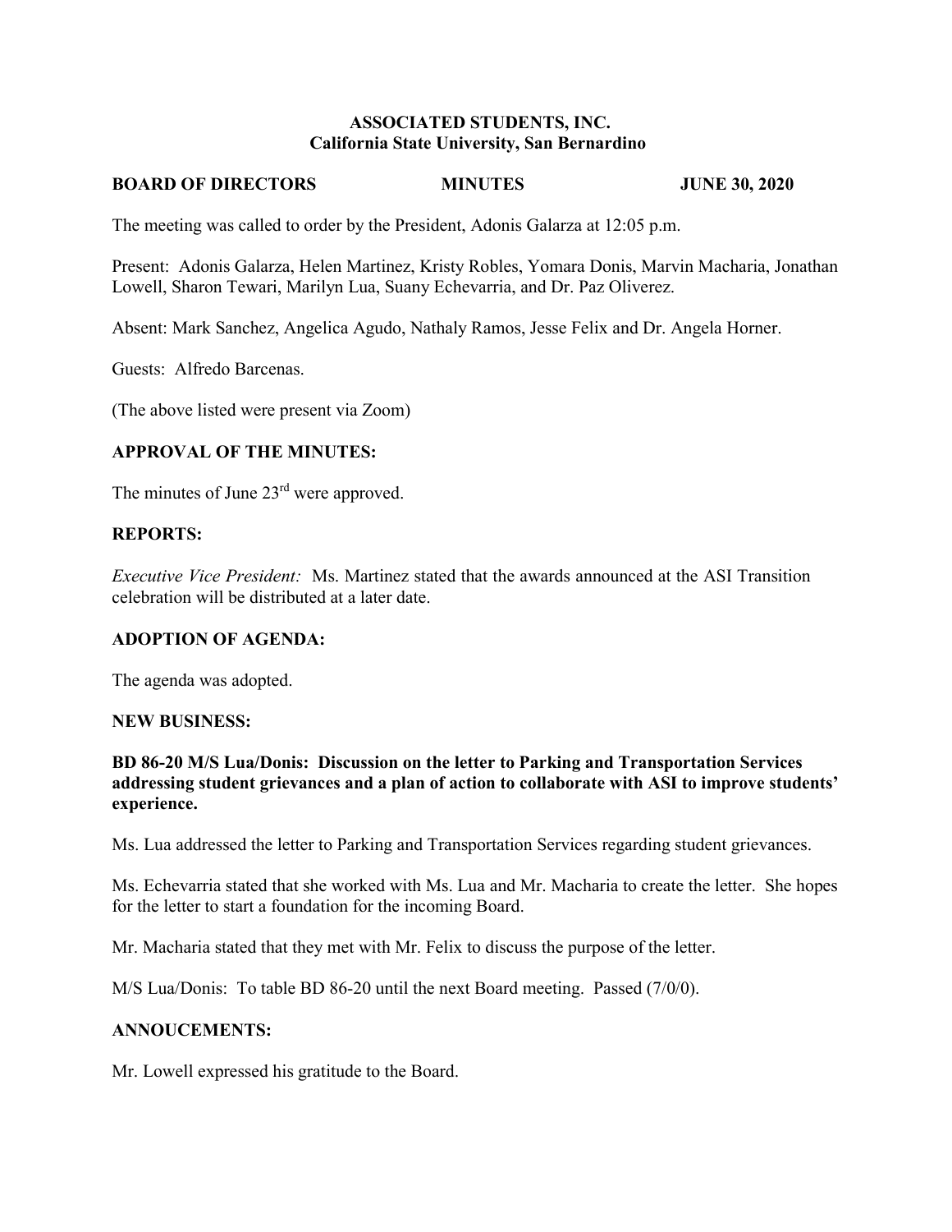**ASSOCIATED STUDENTS, INC.**
**California State University, San Bernardino**

**BOARD OF DIRECTORS MINUTES JUNE 30, 2020**

The meeting was called to order by the President, Adonis Galarza at 12:05 p.m.

Present: Adonis Galarza, Helen Martinez, Kristy Robles, Yomara Donis, Marvin Macharia, Jonathan Lowell, Sharon Tewari, Marilyn Lua, Suany Echevarria, and Dr. Paz Oliverez.

Absent: Mark Sanchez, Angelica Agudo, Nathaly Ramos, Jesse Felix and Dr. Angela Horner.

Guests: Alfredo Barcenas.

(The above listed were present via Zoom)

**APPROVAL OF THE MINUTES:**

The minutes of June 23rd were approved.

**REPORTS:**

*Executive Vice President:* Ms. Martinez stated that the awards announced at the ASI Transition celebration will be distributed at a later date.

**ADOPTION OF AGENDA:**

The agenda was adopted.

**NEW BUSINESS:**

**BD 86-20 M/S Lua/Donis: Discussion on the letter to Parking and Transportation Services addressing student grievances and a plan of action to collaborate with ASI to improve students' experience.**

Ms. Lua addressed the letter to Parking and Transportation Services regarding student grievances.

Ms. Echevarria stated that she worked with Ms. Lua and Mr. Macharia to create the letter. She hopes for the letter to start a foundation for the incoming Board.

Mr. Macharia stated that they met with Mr. Felix to discuss the purpose of the letter.

M/S Lua/Donis: To table BD 86-20 until the next Board meeting. Passed (7/0/0).

**ANNOUCEMENTS:**

Mr. Lowell expressed his gratitude to the Board.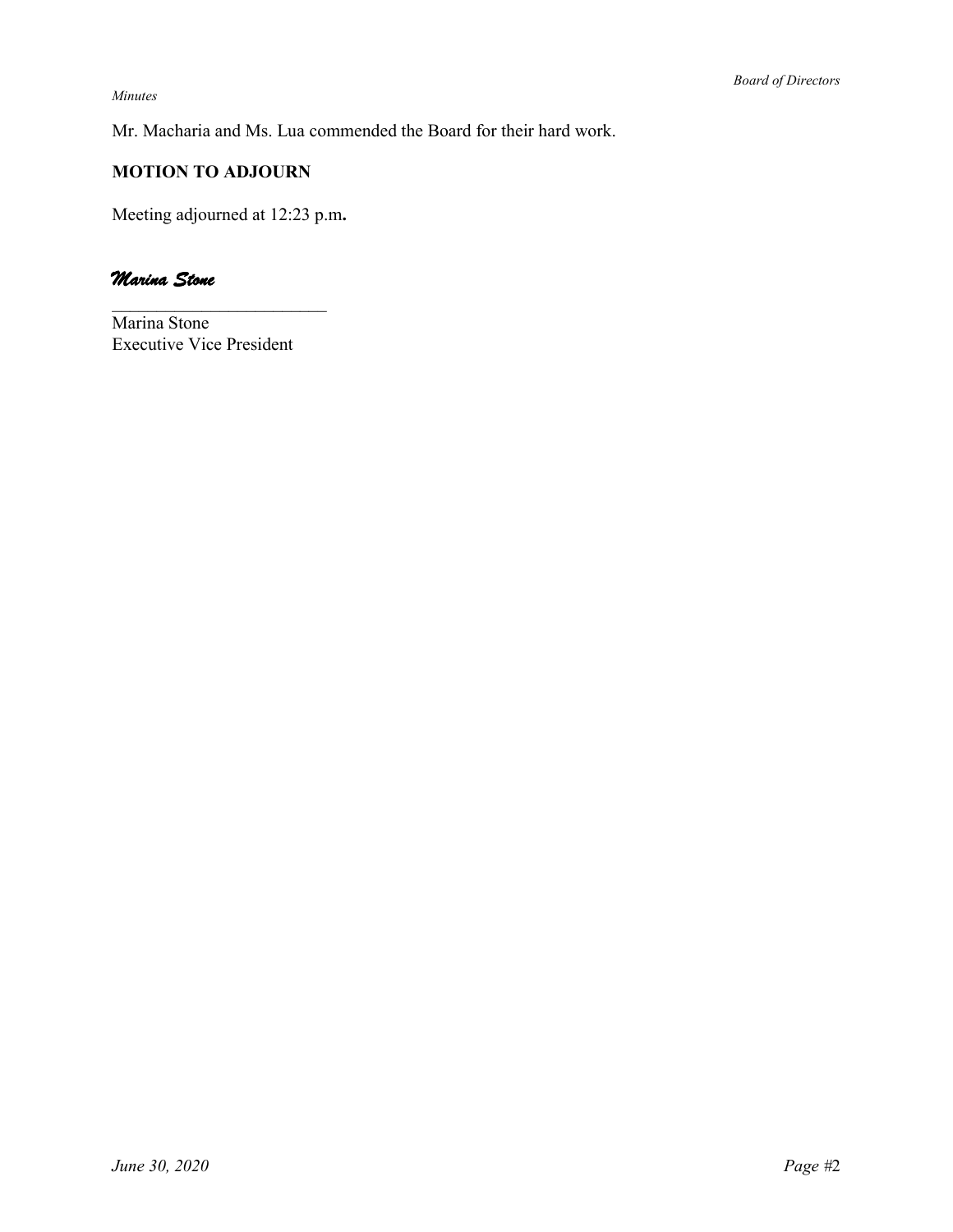Mr. Macharia and Ms. Lua commended the Board for their hard work.

**MOTION TO ADJOURN**

Meeting adjourned at 12:23 p.m**.**

*Marina Stone*

_________________________

Marina Stone
Executive Vice President